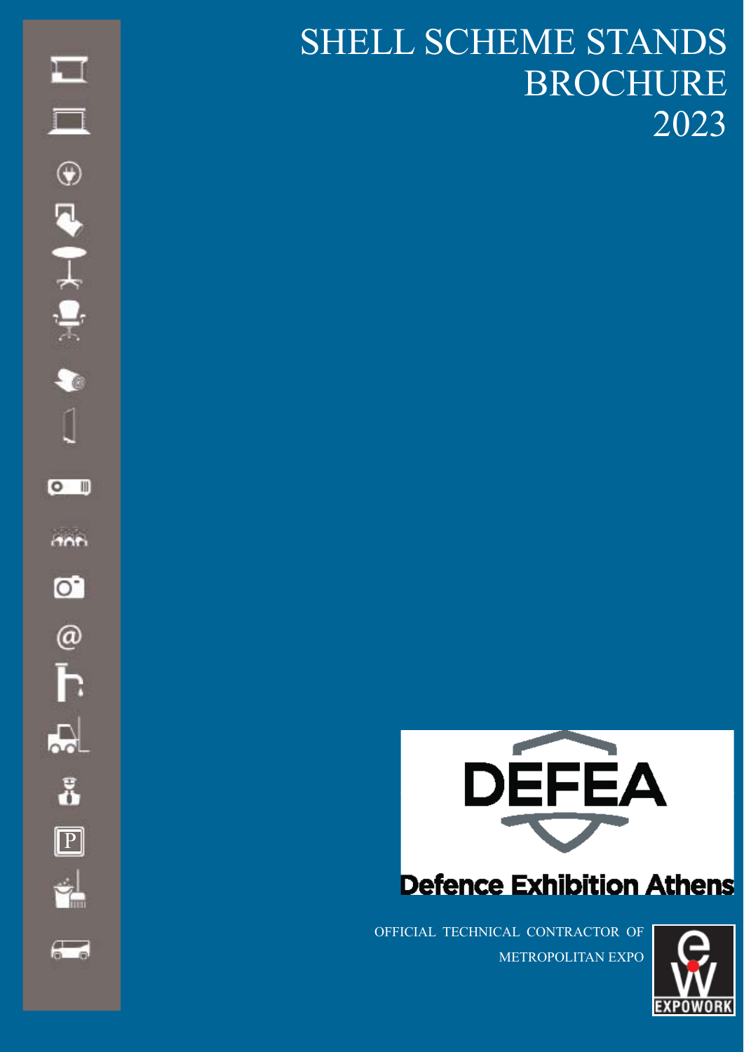# SHELL SCHEME STANDS BROCHURE 2023

DEFEA

Defence Exhibition Athens

OFFICIAL TECHNICAL CONTRACTOR OF METROPOLITAN EXPO

EXPOWORK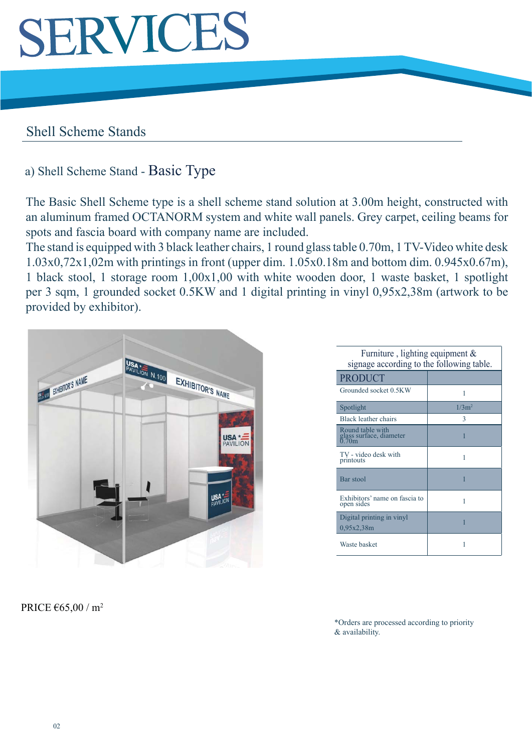# SERVICES

## Shell Scheme Stands

### a) Shell Scheme Stand - Basic Type

The Basic Shell Scheme type is a shell scheme stand solution at 3.00m height, constructed with an aluminum framed OCTANORM system and white wall panels. Grey carpet, ceiling beams for spots and fascia board with company name are included.
The stand is equipped with 3 black leather chairs, 1 round glass table 0.70m, 1 TV-Video white desk 1.03x0,72x1,02m with printings in front (upper dim. 1.05x0.18m and bottom dim. 0.945x0.67m), 1 black stool, 1 storage room 1,00x1,00 with white wooden door, 1 waste basket, 1 spotlight per 3 sqm, 1 grounded socket 0.5KW and 1 digital printing in vinyl 0,95x2,38m (artwork to be provided by exhibitor).

Furniture , lighting equipment & signage according to the following table.

| PRODUCT | |
|---|---|
| Grounded socket 0.5KW | 1 |
| Spotlight | 1/3m² |
| Black leather chairs | 3 |
| Round table with glass surface, diameter 0.70m | 1 |
| TV - video desk with printouts | 1 |
| Bar stool | 1 |
| Exhibitors' name on fascia to open sides | 1 |
| Digital printing in vinyl 0,95x2,38m | 1 |
| Waste basket | 1 |

PRICE €65,00 / m²

*Orders are processed according to priority & availability.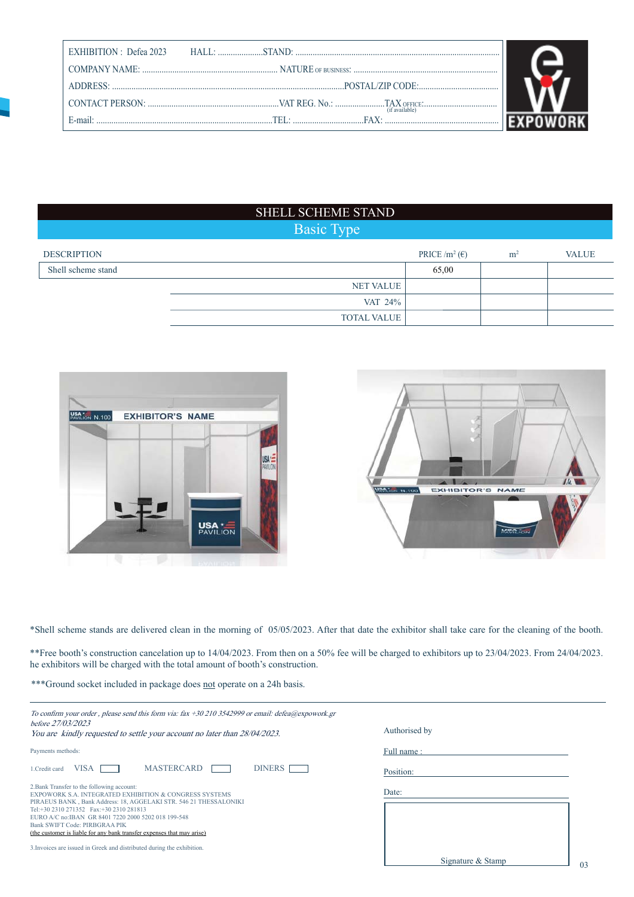| EXHIBITION : Defea 2023 | HALL: .................... STAND: .................................................................................. |
|---|---|
| COMPANY NAME: .............................................................. | NATURE OF BUSINESS: .................................................................. |
| ADDRESS: ............................................................................................................ | POSTAL/ZIP CODE:..................................... |
| CONTACT PERSON: ............................................................ | VAT REG. No.: ....................... TAX OFFICE (if available):.................................. |
| E-mail: .................................................................................... | TEL: ................................ FAX: .................................................... |

EXPOWORK

# SHELL SCHEME STAND

## Basic Type

| DESCRIPTION | PRICE /m² (€) | m² | VALUE |
|---|---|---|---|
| Shell scheme stand | 65,00 | | |
| NET VALUE | | | |
| VAT 24% | | | |
| TOTAL VALUE | | | |

*Shell scheme stands are delivered clean in the morning of 05/05/2023. After that date the exhibitor shall take care for the cleaning of the booth.

**Free booth's construction cancelation up to 14/04/2023. From then on a 50% fee will be charged to exhibitors up to 23/04/2023. From 24/04/2023. he exhibitors will be charged with the total amount of booth's construction.

***Ground socket included in package does not operate on a 24h basis.

*To confirm your order , please send this form via: fax +30 210 3542999 or email: defea@expowork.gr before 27/03/2023*

*You are kindly requested to settle your account no later than 28/04/2023.*

Payments methods:

1.Credit card VISA ☐ MASTERCARD ☐ DINERS ☐

2.Bank Transfer to the following account:
EXPOWORK S.A. INTEGRATED EXHIBITION & CONGRESS SYSTEMS
PIRAEUS BANK , Bank Address: 18, AGGELAKI STR. 546 21 THESSALONIKI
Tel:+30 2310 271352 Fax:+30 2310 281813
EURO A/C no:IBAN GR 8401 7220 2000 5202 018 199-548
Bank SWIFT Code: PIRBGRAA PIK
(the customer is liable for any bank transfer expenses that may arise)

3.Invoices are issued in Greek and distributed during the exhibition.

Authorised by

Full name : ______________________

Position: ______________________

Date: ______________________

Signature & Stamp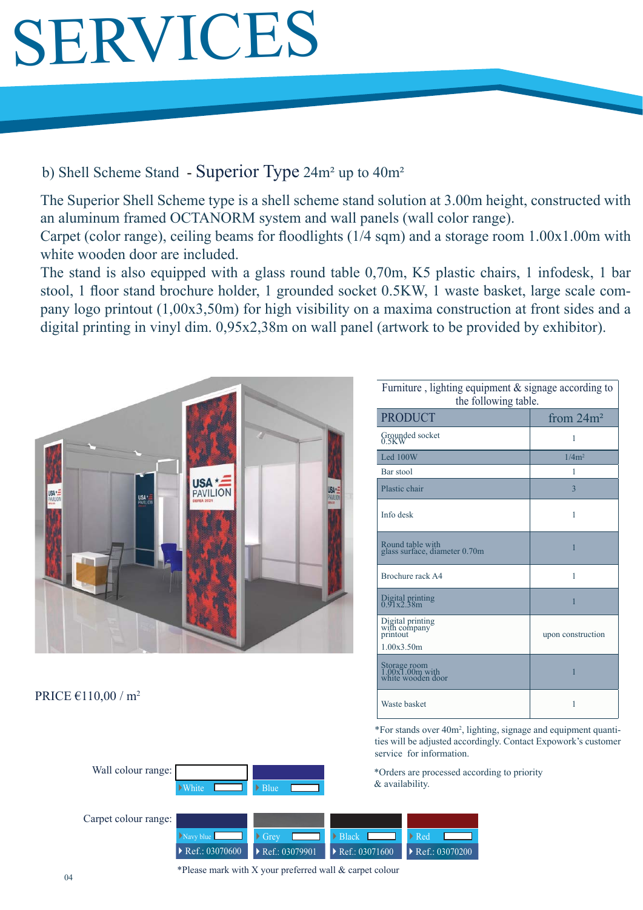# SERVICES

## b) Shell Scheme Stand - Superior Type 24m² up to 40m²

The Superior Shell Scheme type is a shell scheme stand solution at 3.00m height, constructed with an aluminum framed OCTANORM system and wall panels (wall color range).
Carpet (color range), ceiling beams for floodlights (1/4 sqm) and a storage room 1.00x1.00m with white wooden door are included.
The stand is also equipped with a glass round table 0,70m, K5 plastic chairs, 1 infodesk, 1 bar stool, 1 floor stand brochure holder, 1 grounded socket 0.5KW, 1 waste basket, large scale company logo printout (1,00x3,50m) for high visibility on a maxima construction at front sides and a digital printing in vinyl dim. 0,95x2,38m on wall panel (artwork to be provided by exhibitor).

PRICE €110,00 / m²

Furniture , lighting equipment & signage according to the following table.

| PRODUCT | from 24m² |
|---|---|
| Grounded socket 0.5KW | 1 |
| Led 100W | 1/4m² |
| Bar stool | 1 |
| Plastic chair | 3 |
| Info desk | 1 |
| Round table with glass surface, diameter 0.70m | 1 |
| Brochure rack A4 | 1 |
| Digital printing 0.91x2.38m | 1 |
| Digital printing with company printout 1.00x3.50m | upon construction |
| Storage room 1.00x1.00m with white wooden door | 1 |
| Waste basket | 1 |

*For stands over 40m², lighting, signage and equipment quantities will be adjusted accordingly. Contact Expowork's customer service for information.

*Orders are processed according to priority & availability.

Wall colour range:

- White ☐
- Blue ☐

Carpet colour range:

- Navy blue ☐ Ref.: 03070600
- Grey ☐ Ref.: 03079901
- Black ☐ Ref.: 03071600
- Red ☐ Ref.: 03070200

*Please mark with X your preferred wall & carpet colour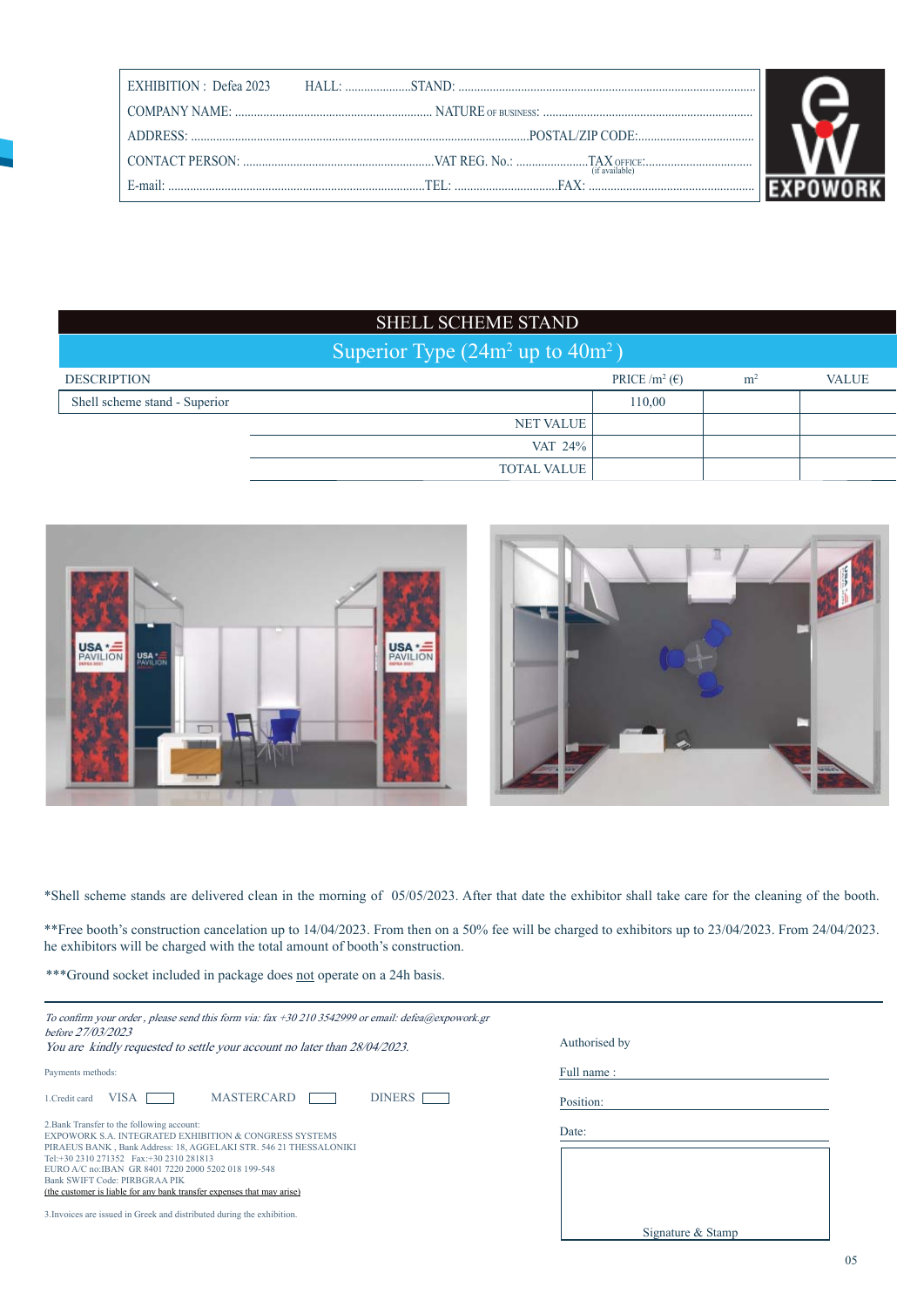EXHIBITION : Defea 2023 HALL: ..................... STAND: ..................................................

COMPANY NAME: .............................................. NATURE OF BUSINESS: ..............................................

ADDRESS: .............................................................................. POSTAL/ZIP CODE: ....................................

CONTACT PERSON: .............................................. VAT REG. No.: ...................... TAX OFFICE (if available): ..................................

E-mail: .................................................................. TEL: ................................ FAX: ....................................................

EXPOWORK

## SHELL SCHEME STAND

### Superior Type (24m² up to 40m²)

| DESCRIPTION | PRICE /m² (€) | m² | VALUE |
|---|---|---|---|
| Shell scheme stand - Superior | 110,00 | | |
| NET VALUE | | | |
| VAT 24% | | | |
| TOTAL VALUE | | | |

*Shell scheme stands are delivered clean in the morning of 05/05/2023. After that date the exhibitor shall take care for the cleaning of the booth.

**Free booth's construction cancelation up to 14/04/2023. From then on a 50% fee will be charged to exhibitors up to 23/04/2023. From 24/04/2023. he exhibitors will be charged with the total amount of booth's construction.

***Ground socket included in package does not operate on a 24h basis.

*To confirm your order , please send this form via: fax +30 210 3542999 or email: defea@expowork.gr before 27/03/2023*

*You are kindly requested to settle your account no later than 28/04/2023.*

Payments methods:

1.Credit card VISA ☐ MASTERCARD ☐ DINERS ☐

2.Bank Transfer to the following account:
EXPOWORK S.A. INTEGRATED EXHIBITION & CONGRESS SYSTEMS
PIRAEUS BANK , Bank Address: 18, AGGELAKI STR. 546 21 THESSALONIKI
Tel:+30 2310 271352 Fax:+30 2310 281813
EURO A/C no:IBAN GR 8401 7220 2000 5202 018 199-548
Bank SWIFT Code: PIRBGRAA PIK
(the customer is liable for any bank transfer expenses that may arise)

3.Invoices are issued in Greek and distributed during the exhibition.

Authorised by

Full name : ____________________

Position: ____________________

Date: ____________________

Signature & Stamp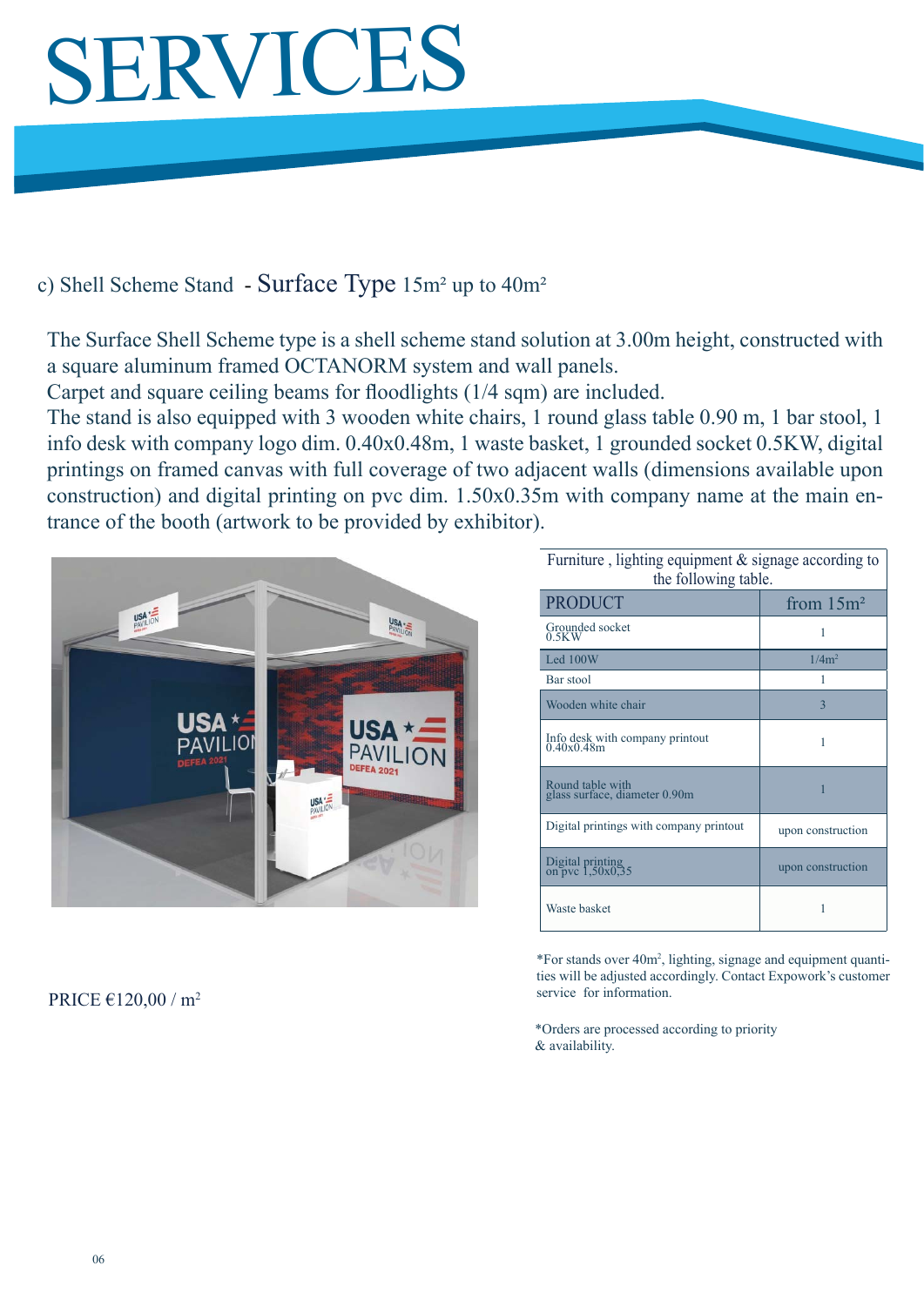# SERVICES

## c) Shell Scheme Stand - Surface Type 15m² up to 40m²

The Surface Shell Scheme type is a shell scheme stand solution at 3.00m height, constructed with a square aluminum framed OCTANORM system and wall panels.
Carpet and square ceiling beams for floodlights (1/4 sqm) are included.
The stand is also equipped with 3 wooden white chairs, 1 round glass table 0.90 m, 1 bar stool, 1 info desk with company logo dim. 0.40x0.48m, 1 waste basket, 1 grounded socket 0.5KW, digital printings on framed canvas with full coverage of two adjacent walls (dimensions available upon construction) and digital printing on pvc dim. 1.50x0.35m with company name at the main entrance of the booth (artwork to be provided by exhibitor).

Furniture , lighting equipment & signage according to the following table.

| PRODUCT | from 15m² |
|---|---|
| Grounded socket 0.5KW | 1 |
| Led 100W | 1/4m² |
| Bar stool | 1 |
| Wooden white chair | 3 |
| Info desk with company printout 0.40x0.48m | 1 |
| Round table with glass surface, diameter 0.90m | 1 |
| Digital printings with company printout | upon construction |
| Digital printing on pvc 1,50x0,35 | upon construction |
| Waste basket | 1 |

PRICE €120,00 / m²

*For stands over 40m², lighting, signage and equipment quantities will be adjusted accordingly. Contact Expowork's customer service for information.

*Orders are processed according to priority & availability.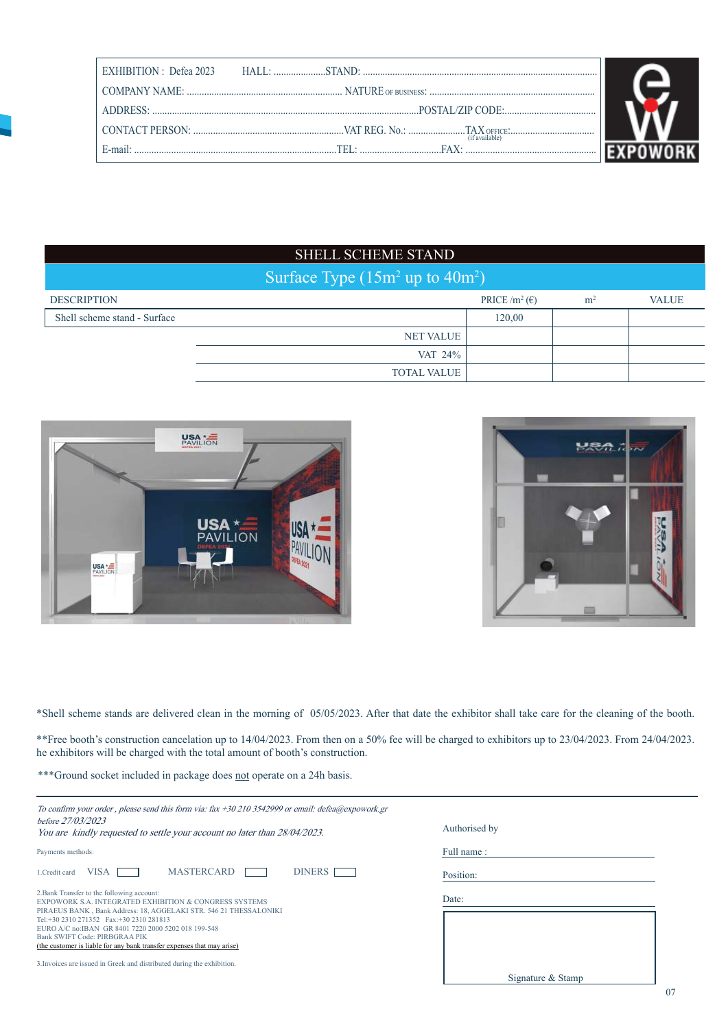EXHIBITION : Defea 2023 HALL: ....................STAND: ..........................................................................................

COMPANY NAME: ............................................................ NATURE OF BUSINESS: ..................................................................

ADDRESS: ..........................................................................................................POSTAL/ZIP CODE:.....................................

CONTACT PERSON: ...........................................................VAT REG. No.: ......................TAX OFFICE: (if available) ..................................

E-mail: ..................................................................................TEL: ................................FAX: ......................................................

EXPOWORK

## SHELL SCHEME STAND

### Surface Type (15m² up to 40m²)

| DESCRIPTION | PRICE /m² (€) | m² | VALUE |
|---|---|---|---|
| Shell scheme stand - Surface | 120,00 | | |
| NET VALUE | | | |
| VAT 24% | | | |
| TOTAL VALUE | | | |

*Shell scheme stands are delivered clean in the morning of 05/05/2023. After that date the exhibitor shall take care for the cleaning of the booth.

**Free booth's construction cancelation up to 14/04/2023. From then on a 50% fee will be charged to exhibitors up to 23/04/2023. From 24/04/2023. he exhibitors will be charged with the total amount of booth's construction.

***Ground socket included in package does not operate on a 24h basis.

*To confirm your order , please send this form via: fax +30 210 3542999 or email: defea@expowork.gr before 27/03/2023*

*You are kindly requested to settle your account no later than 28/04/2023.*

Payments methods:

1.Credit card VISA ☐ MASTERCARD ☐ DINERS ☐

2.Bank Transfer to the following account:
EXPOWORK S.A. INTEGRATED EXHIBITION & CONGRESS SYSTEMS
PIRAEUS BANK , Bank Address: 18, AGGELAKI STR. 546 21 THESSALONIKI
Tel:+30 2310 271352 Fax:+30 2310 281813
EURO A/C no:IBAN GR 8401 7220 2000 5202 018 199-548
Bank SWIFT Code: PIRBGRAA PIK
(the customer is liable for any bank transfer expenses that may arise)

3.Invoices are issued in Greek and distributed during the exhibition.

Authorised by

Full name :

Position:

Date:

Signature & Stamp